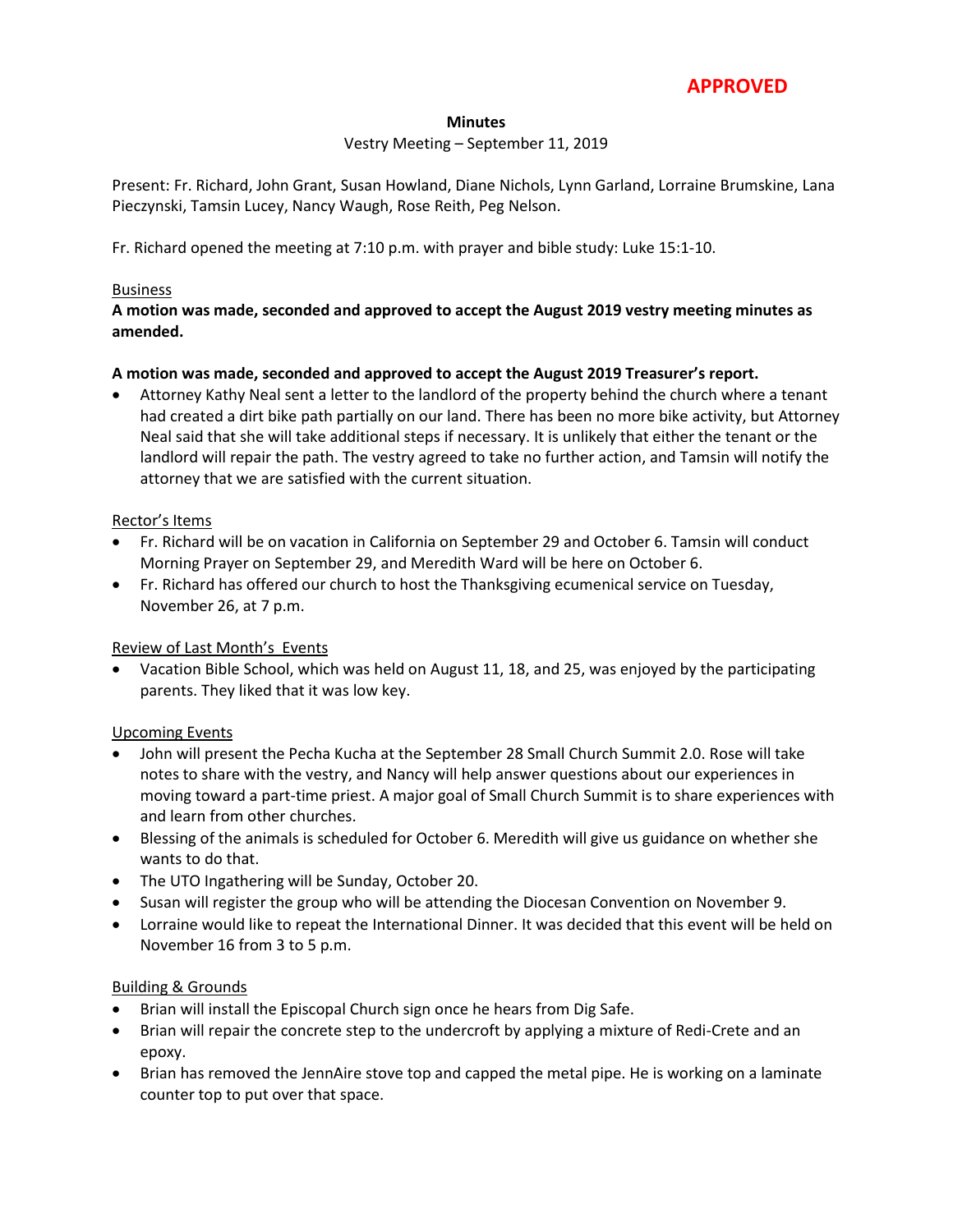**APPROVED**

**Minutes**

Vestry Meeting – September 11, 2019

Present: Fr. Richard, John Grant, Susan Howland, Diane Nichols, Lynn Garland, Lorraine Brumskine, Lana Pieczynski, Tamsin Lucey, Nancy Waugh, Rose Reith, Peg Nelson.

Fr. Richard opened the meeting at 7:10 p.m. with prayer and bible study: Luke 15:1-10.

Business

**A motion was made, seconded and approved to accept the August 2019 vestry meeting minutes as amended.**

**A motion was made, seconded and approved to accept the August 2019 Treasurer's report.**

- Attorney Kathy Neal sent a letter to the landlord of the property behind the church where a tenant had created a dirt bike path partially on our land. There has been no more bike activity, but Attorney Neal said that she will take additional steps if necessary. It is unlikely that either the tenant or the landlord will repair the path. The vestry agreed to take no further action, and Tamsin will notify the attorney that we are satisfied with the current situation.

Rector's Items

- Fr. Richard will be on vacation in California on September 29 and October 6. Tamsin will conduct Morning Prayer on September 29, and Meredith Ward will be here on October 6.
- Fr. Richard has offered our church to host the Thanksgiving ecumenical service on Tuesday, November 26, at 7 p.m.

Review of Last Month's Events

- Vacation Bible School, which was held on August 11, 18, and 25, was enjoyed by the participating parents. They liked that it was low key.

Upcoming Events

- John will present the Pecha Kucha at the September 28 Small Church Summit 2.0. Rose will take notes to share with the vestry, and Nancy will help answer questions about our experiences in moving toward a part-time priest. A major goal of Small Church Summit is to share experiences with and learn from other churches.
- Blessing of the animals is scheduled for October 6. Meredith will give us guidance on whether she wants to do that.
- The UTO Ingathering will be Sunday, October 20.
- Susan will register the group who will be attending the Diocesan Convention on November 9.
- Lorraine would like to repeat the International Dinner. It was decided that this event will be held on November 16 from 3 to 5 p.m.

Building & Grounds

- Brian will install the Episcopal Church sign once he hears from Dig Safe.
- Brian will repair the concrete step to the undercroft by applying a mixture of Redi-Crete and an epoxy.
- Brian has removed the JennAire stove top and capped the metal pipe. He is working on a laminate counter top to put over that space.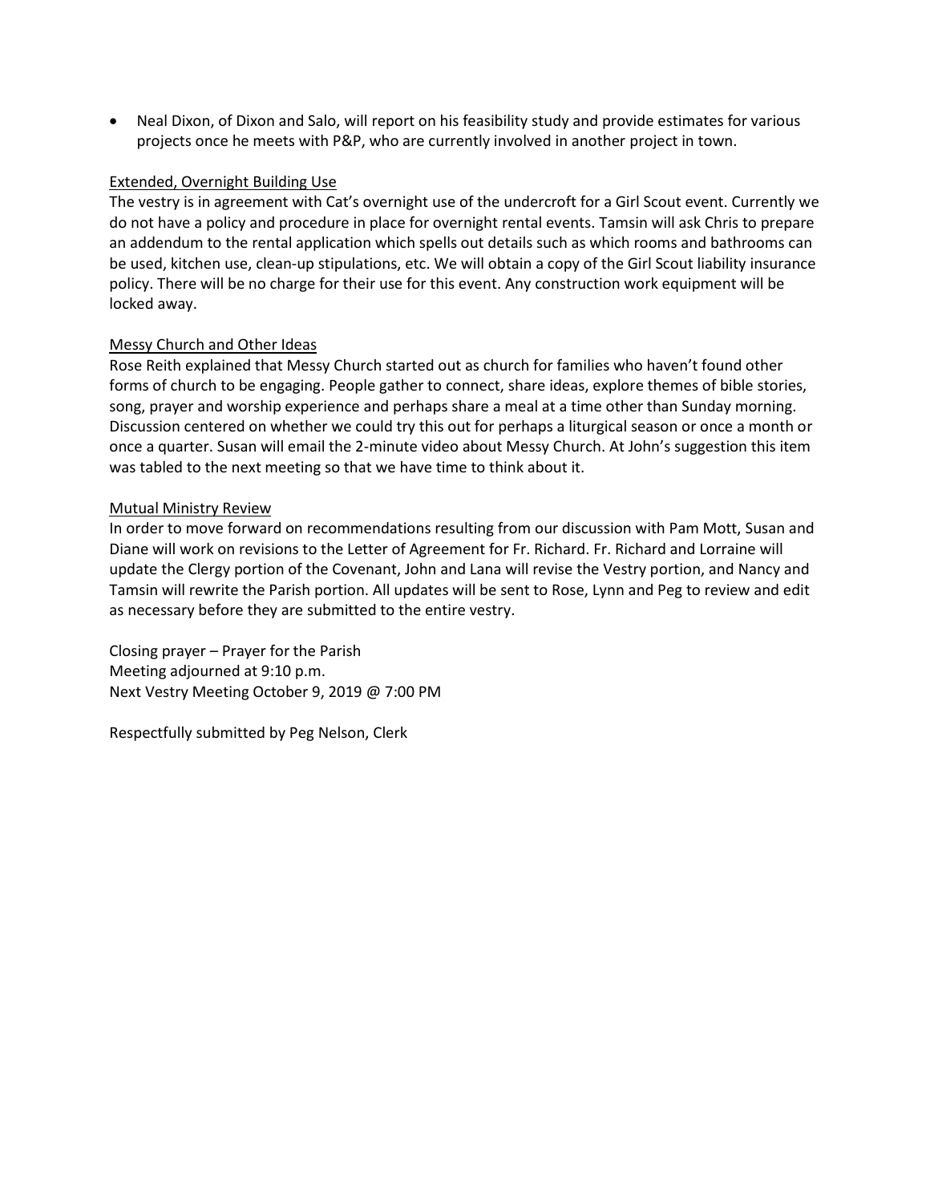- Neal Dixon, of Dixon and Salo, will report on his feasibility study and provide estimates for various projects once he meets with P&P, who are currently involved in another project in town.

<u>Extended, Overnight Building Use</u>

The vestry is in agreement with Cat's overnight use of the undercroft for a Girl Scout event. Currently we do not have a policy and procedure in place for overnight rental events. Tamsin will ask Chris to prepare an addendum to the rental application which spells out details such as which rooms and bathrooms can be used, kitchen use, clean-up stipulations, etc. We will obtain a copy of the Girl Scout liability insurance policy. There will be no charge for their use for this event. Any construction work equipment will be locked away.

<u>Messy Church and Other Ideas</u>

Rose Reith explained that Messy Church started out as church for families who haven't found other forms of church to be engaging. People gather to connect, share ideas, explore themes of bible stories, song, prayer and worship experience and perhaps share a meal at a time other than Sunday morning. Discussion centered on whether we could try this out for perhaps a liturgical season or once a month or once a quarter. Susan will email the 2-minute video about Messy Church. At John's suggestion this item was tabled to the next meeting so that we have time to think about it.

<u>Mutual Ministry Review</u>

In order to move forward on recommendations resulting from our discussion with Pam Mott, Susan and Diane will work on revisions to the Letter of Agreement for Fr. Richard. Fr. Richard and Lorraine will update the Clergy portion of the Covenant, John and Lana will revise the Vestry portion, and Nancy and Tamsin will rewrite the Parish portion. All updates will be sent to Rose, Lynn and Peg to review and edit as necessary before they are submitted to the entire vestry.

Closing prayer – Prayer for the Parish
Meeting adjourned at 9:10 p.m.
Next Vestry Meeting October 9, 2019 @ 7:00 PM

Respectfully submitted by Peg Nelson, Clerk